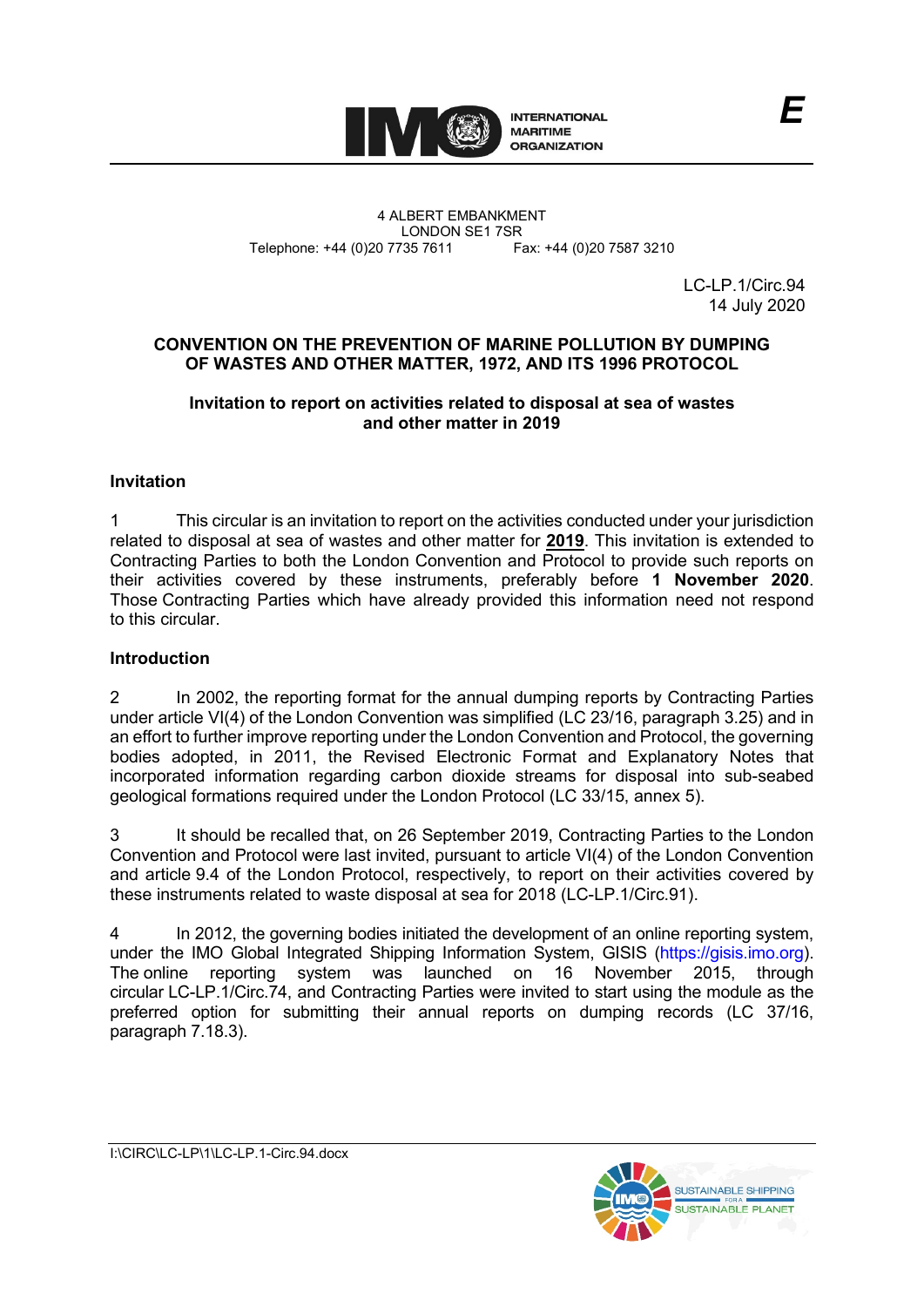INTERNATIONAL MARITIME ORGANIZATION

E

4 ALBERT EMBANKMENT
LONDON SE1 7SR
Telephone: +44 (0)20 7735 7611    Fax: +44 (0)20 7587 3210

LC-LP.1/Circ.94
14 July 2020

**CONVENTION ON THE PREVENTION OF MARINE POLLUTION BY DUMPING OF WASTES AND OTHER MATTER, 1972, AND ITS 1996 PROTOCOL**

**Invitation to report on activities related to disposal at sea of wastes and other matter in 2019**

## Invitation

1 This circular is an invitation to report on the activities conducted under your jurisdiction related to disposal at sea of wastes and other matter for **2019**. This invitation is extended to Contracting Parties to both the London Convention and Protocol to provide such reports on their activities covered by these instruments, preferably before **1 November 2020**. Those Contracting Parties which have already provided this information need not respond to this circular.

## Introduction

2 In 2002, the reporting format for the annual dumping reports by Contracting Parties under article VI(4) of the London Convention was simplified (LC 23/16, paragraph 3.25) and in an effort to further improve reporting under the London Convention and Protocol, the governing bodies adopted, in 2011, the Revised Electronic Format and Explanatory Notes that incorporated information regarding carbon dioxide streams for disposal into sub-seabed geological formations required under the London Protocol (LC 33/15, annex 5).

3 It should be recalled that, on 26 September 2019, Contracting Parties to the London Convention and Protocol were last invited, pursuant to article VI(4) of the London Convention and article 9.4 of the London Protocol, respectively, to report on their activities covered by these instruments related to waste disposal at sea for 2018 (LC-LP.1/Circ.91).

4 In 2012, the governing bodies initiated the development of an online reporting system, under the IMO Global Integrated Shipping Information System, GISIS (https://gisis.imo.org). The online reporting system was launched on 16 November 2015, through circular LC-LP.1/Circ.74, and Contracting Parties were invited to start using the module as the preferred option for submitting their annual reports on dumping records (LC 37/16, paragraph 7.18.3).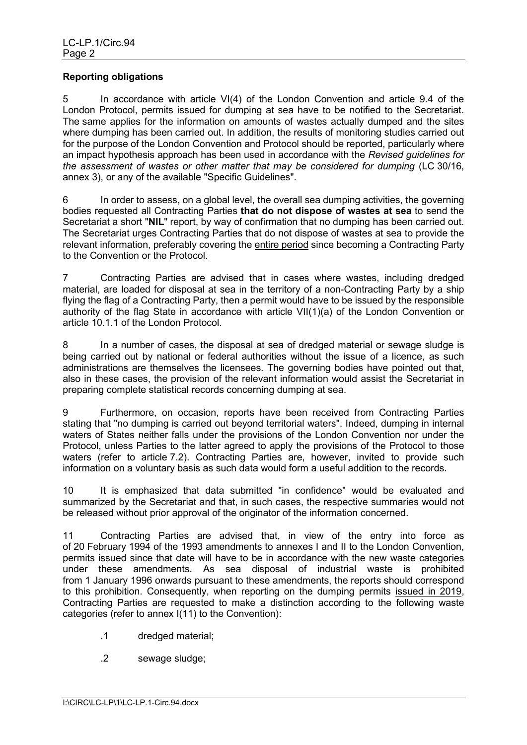**Reporting obligations**

5 In accordance with article VI(4) of the London Convention and article 9.4 of the London Protocol, permits issued for dumping at sea have to be notified to the Secretariat. The same applies for the information on amounts of wastes actually dumped and the sites where dumping has been carried out. In addition, the results of monitoring studies carried out for the purpose of the London Convention and Protocol should be reported, particularly where an impact hypothesis approach has been used in accordance with the *Revised guidelines for the assessment of wastes or other matter that may be considered for dumping* (LC 30/16, annex 3), or any of the available "Specific Guidelines".

6 In order to assess, on a global level, the overall sea dumping activities, the governing bodies requested all Contracting Parties **that do not dispose of wastes at sea** to send the Secretariat a short "**NIL**" report, by way of confirmation that no dumping has been carried out. The Secretariat urges Contracting Parties that do not dispose of wastes at sea to provide the relevant information, preferably covering the entire period since becoming a Contracting Party to the Convention or the Protocol.

7 Contracting Parties are advised that in cases where wastes, including dredged material, are loaded for disposal at sea in the territory of a non-Contracting Party by a ship flying the flag of a Contracting Party, then a permit would have to be issued by the responsible authority of the flag State in accordance with article VII(1)(a) of the London Convention or article 10.1.1 of the London Protocol.

8 In a number of cases, the disposal at sea of dredged material or sewage sludge is being carried out by national or federal authorities without the issue of a licence, as such administrations are themselves the licensees. The governing bodies have pointed out that, also in these cases, the provision of the relevant information would assist the Secretariat in preparing complete statistical records concerning dumping at sea.

9 Furthermore, on occasion, reports have been received from Contracting Parties stating that "no dumping is carried out beyond territorial waters". Indeed, dumping in internal waters of States neither falls under the provisions of the London Convention nor under the Protocol, unless Parties to the latter agreed to apply the provisions of the Protocol to those waters (refer to article 7.2). Contracting Parties are, however, invited to provide such information on a voluntary basis as such data would form a useful addition to the records.

10 It is emphasized that data submitted "in confidence" would be evaluated and summarized by the Secretariat and that, in such cases, the respective summaries would not be released without prior approval of the originator of the information concerned.

11 Contracting Parties are advised that, in view of the entry into force as of 20 February 1994 of the 1993 amendments to annexes I and II to the London Convention, permits issued since that date will have to be in accordance with the new waste categories under these amendments. As sea disposal of industrial waste is prohibited from 1 January 1996 onwards pursuant to these amendments, the reports should correspond to this prohibition. Consequently, when reporting on the dumping permits issued in 2019, Contracting Parties are requested to make a distinction according to the following waste categories (refer to annex I(11) to the Convention):

- .1 dredged material;
- .2 sewage sludge;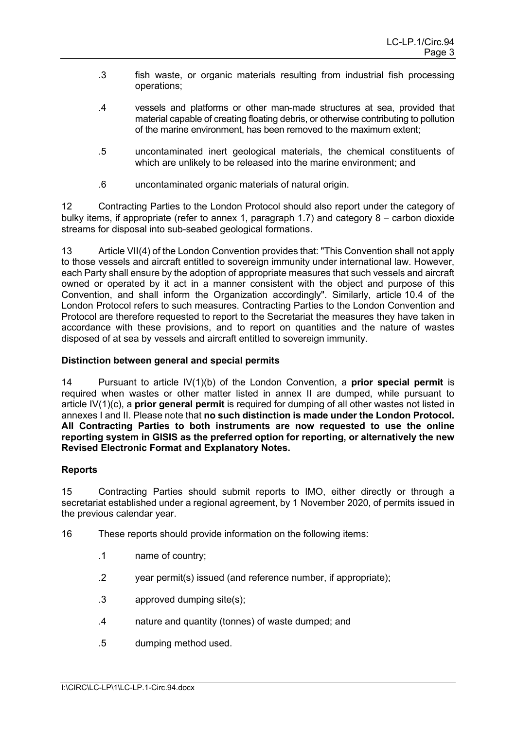.3 fish waste, or organic materials resulting from industrial fish processing operations;

.4 vessels and platforms or other man-made structures at sea, provided that material capable of creating floating debris, or otherwise contributing to pollution of the marine environment, has been removed to the maximum extent;

.5 uncontaminated inert geological materials, the chemical constituents of which are unlikely to be released into the marine environment; and

.6 uncontaminated organic materials of natural origin.

12 Contracting Parties to the London Protocol should also report under the category of bulky items, if appropriate (refer to annex 1, paragraph 1.7) and category 8 – carbon dioxide streams for disposal into sub-seabed geological formations.

13 Article VII(4) of the London Convention provides that: "This Convention shall not apply to those vessels and aircraft entitled to sovereign immunity under international law. However, each Party shall ensure by the adoption of appropriate measures that such vessels and aircraft owned or operated by it act in a manner consistent with the object and purpose of this Convention, and shall inform the Organization accordingly". Similarly, article 10.4 of the London Protocol refers to such measures. Contracting Parties to the London Convention and Protocol are therefore requested to report to the Secretariat the measures they have taken in accordance with these provisions, and to report on quantities and the nature of wastes disposed of at sea by vessels and aircraft entitled to sovereign immunity.

**Distinction between general and special permits**

14 Pursuant to article IV(1)(b) of the London Convention, a **prior special permit** is required when wastes or other matter listed in annex II are dumped, while pursuant to article IV(1)(c), a **prior general permit** is required for dumping of all other wastes not listed in annexes I and II. Please note that **no such distinction is made under the London Protocol. All Contracting Parties to both instruments are now requested to use the online reporting system in GISIS as the preferred option for reporting, or alternatively the new Revised Electronic Format and Explanatory Notes.**

**Reports**

15 Contracting Parties should submit reports to IMO, either directly or through a secretariat established under a regional agreement, by 1 November 2020, of permits issued in the previous calendar year.

16 These reports should provide information on the following items:

.1 name of country;

.2 year permit(s) issued (and reference number, if appropriate);

.3 approved dumping site(s);

.4 nature and quantity (tonnes) of waste dumped; and

.5 dumping method used.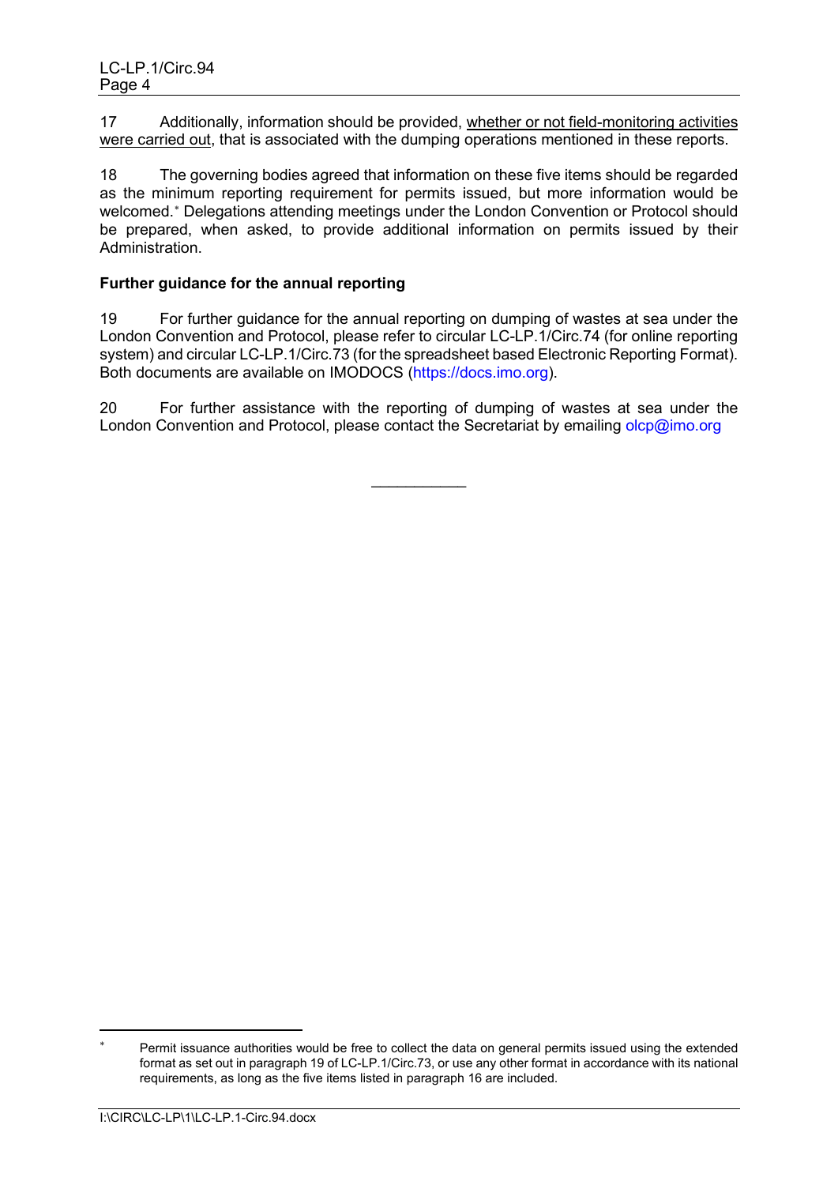17 Additionally, information should be provided, whether or not field-monitoring activities were carried out, that is associated with the dumping operations mentioned in these reports.

18 The governing bodies agreed that information on these five items should be regarded as the minimum reporting requirement for permits issued, but more information would be welcomed.* Delegations attending meetings under the London Convention or Protocol should be prepared, when asked, to provide additional information on permits issued by their Administration.

**Further guidance for the annual reporting**

19 For further guidance for the annual reporting on dumping of wastes at sea under the London Convention and Protocol, please refer to circular LC-LP.1/Circ.74 (for online reporting system) and circular LC-LP.1/Circ.73 (for the spreadsheet based Electronic Reporting Format). Both documents are available on IMODOCS (https://docs.imo.org).

20 For further assistance with the reporting of dumping of wastes at sea under the London Convention and Protocol, please contact the Secretariat by emailing olcp@imo.org

___________

* Permit issuance authorities would be free to collect the data on general permits issued using the extended format as set out in paragraph 19 of LC-LP.1/Circ.73, or use any other format in accordance with its national requirements, as long as the five items listed in paragraph 16 are included.